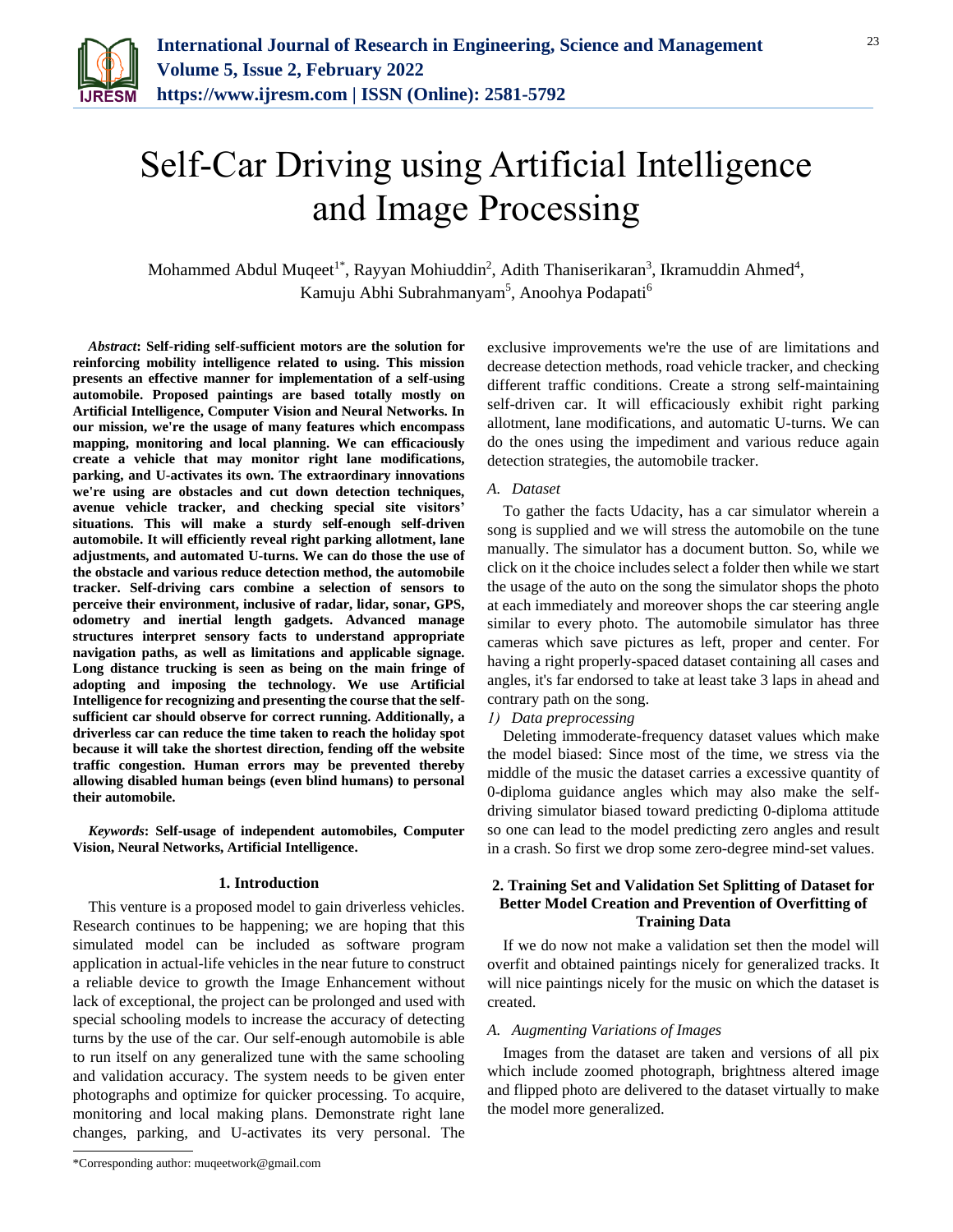# Self-Car Driving using Artificial Intelligence and Image Processing

Mohammed Abdul Muqeet[1*], Rayyan Mohiuddin[2], Adith Thaniserikaran[3], Ikramuddin Ahmed[4], Kamuju Abhi Subrahmanyam[5], Anoohya Podapati[6]

***Abstract*: Self-riding self-sufficient motors are the solution for reinforcing mobility intelligence related to using. This mission presents an effective manner for implementation of a self-using automobile. Proposed paintings are based totally mostly on Artificial Intelligence, Computer Vision and Neural Networks. In our mission, we're the usage of many features which encompass mapping, monitoring and local planning. We can efficaciously create a vehicle that may monitor right lane modifications, parking, and U-activates its own. The extraordinary innovations we're using are obstacles and cut down detection techniques, avenue vehicle tracker, and checking special site visitors' situations. This will make a sturdy self-enough self-driven automobile. It will efficiently reveal right parking allotment, lane adjustments, and automated U-turns. We can do those the use of the obstacle and various reduce detection method, the automobile tracker. Self-driving cars combine a selection of sensors to perceive their environment, inclusive of radar, lidar, sonar, GPS, odometry and inertial length gadgets. Advanced manage structures interpret sensory facts to understand appropriate navigation paths, as well as limitations and applicable signage. Long distance trucking is seen as being on the main fringe of adopting and imposing the technology. We use Artificial Intelligence for recognizing and presenting the course that the self-sufficient car should observe for correct running. Additionally, a driverless car can reduce the time taken to reach the holiday spot because it will take the shortest direction, fending off the website traffic congestion. Human errors may be prevented thereby allowing disabled human beings (even blind humans) to personal their automobile.**

***Keywords*: Self-usage of independent automobiles, Computer Vision, Neural Networks, Artificial Intelligence.**

## 1. Introduction

This venture is a proposed model to gain driverless vehicles. Research continues to be happening; we are hoping that this simulated model can be included as software program application in actual-life vehicles in the near future to construct a reliable device to growth the Image Enhancement without lack of exceptional, the project can be prolonged and used with special schooling models to increase the accuracy of detecting turns by the use of the car. Our self-enough automobile is able to run itself on any generalized tune with the same schooling and validation accuracy. The system needs to be given enter photographs and optimize for quicker processing. To acquire, monitoring and local making plans. Demonstrate right lane changes, parking, and U-activates its very personal. The exclusive improvements we're the use of are limitations and decrease detection methods, road vehicle tracker, and checking different traffic conditions. Create a strong self-maintaining self-driven car. It will efficaciously exhibit right parking allotment, lane modifications, and automatic U-turns. We can do the ones using the impediment and various reduce again detection strategies, the automobile tracker.

### *A. Dataset*

To gather the facts Udacity, has a car simulator wherein a song is supplied and we will stress the automobile on the tune manually. The simulator has a document button. So, while we click on it the choice includes select a folder then while we start the usage of the auto on the song the simulator shops the photo at each immediately and moreover shops the car steering angle similar to every photo. The automobile simulator has three cameras which save pictures as left, proper and center. For having a right properly-spaced dataset containing all cases and angles, it's far endorsed to take at least take 3 laps in ahead and contrary path on the song.

#### *1) Data preprocessing*

Deleting immoderate-frequency dataset values which make the model biased: Since most of the time, we stress via the middle of the music the dataset carries a excessive quantity of 0-diploma guidance angles which may also make the self-driving simulator biased toward predicting 0-diploma attitude so one can lead to the model predicting zero angles and result in a crash. So first we drop some zero-degree mind-set values.

## 2. Training Set and Validation Set Splitting of Dataset for Better Model Creation and Prevention of Overfitting of Training Data

If we do now not make a validation set then the model will overfit and obtained paintings nicely for generalized tracks. It will nice paintings nicely for the music on which the dataset is created.

### *A. Augmenting Variations of Images*

Images from the dataset are taken and versions of all pix which include zoomed photograph, brightness altered image and flipped photo are delivered to the dataset virtually to make the model more generalized.

*Corresponding author: muqeetwork@gmail.com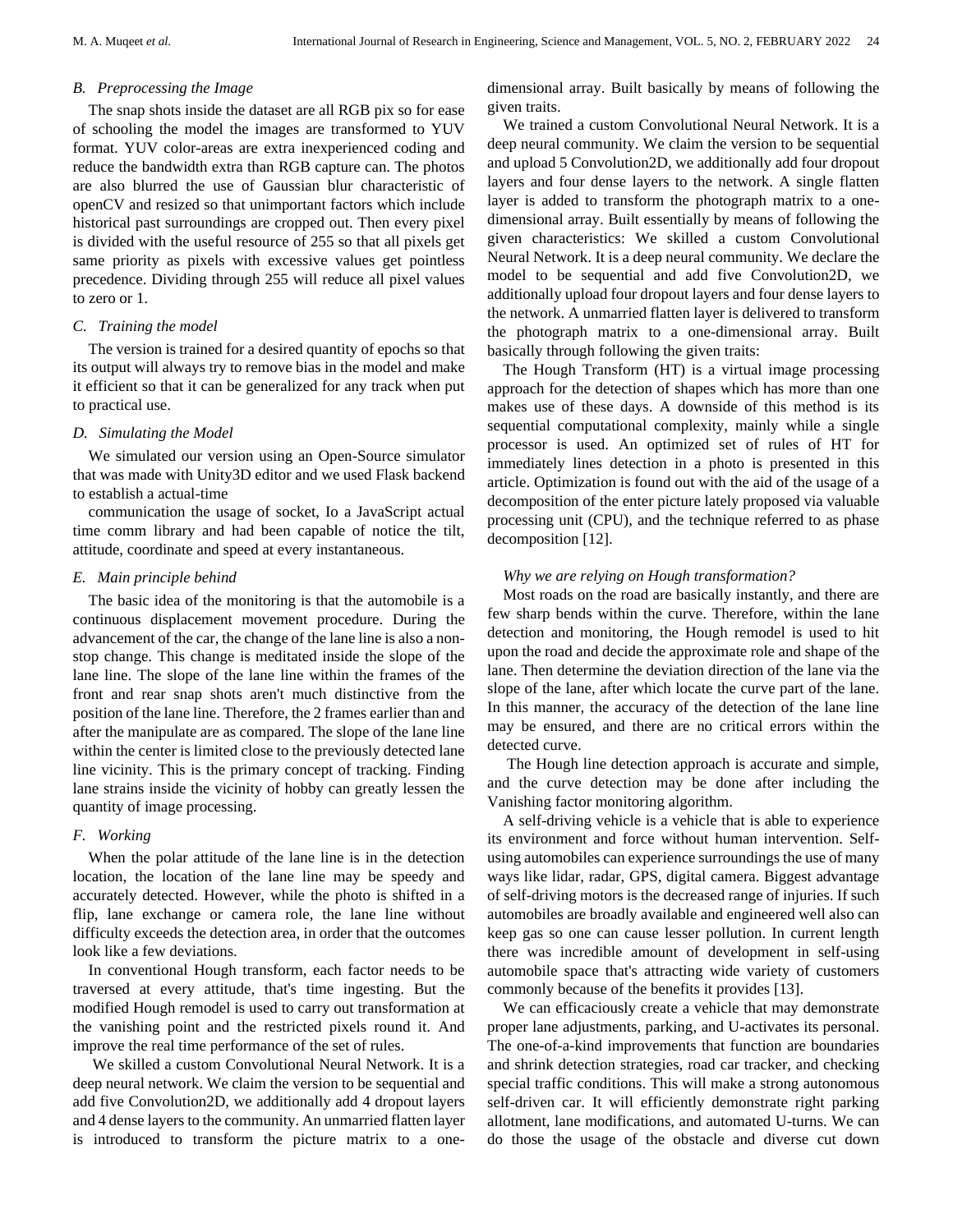### B. Preprocessing the Image

The snap shots inside the dataset are all RGB pix so for ease of schooling the model the images are transformed to YUV format. YUV color-areas are extra inexperienced coding and reduce the bandwidth extra than RGB capture can. The photos are also blurred the use of Gaussian blur characteristic of openCV and resized so that unimportant factors which include historical past surroundings are cropped out. Then every pixel is divided with the useful resource of 255 so that all pixels get same priority as pixels with excessive values get pointless precedence. Dividing through 255 will reduce all pixel values to zero or 1.

### C. Training the model

The version is trained for a desired quantity of epochs so that its output will always try to remove bias in the model and make it efficient so that it can be generalized for any track when put to practical use.

### D. Simulating the Model

We simulated our version using an Open-Source simulator that was made with Unity3D editor and we used Flask backend to establish a actual-time

communication the usage of socket, Io a JavaScript actual time comm library and had been capable of notice the tilt, attitude, coordinate and speed at every instantaneous.

### E. Main principle behind

The basic idea of the monitoring is that the automobile is a continuous displacement movement procedure. During the advancement of the car, the change of the lane line is also a non-stop change. This change is meditated inside the slope of the lane line. The slope of the lane line within the frames of the front and rear snap shots aren't much distinctive from the position of the lane line. Therefore, the 2 frames earlier than and after the manipulate are as compared. The slope of the lane line within the center is limited close to the previously detected lane line vicinity. This is the primary concept of tracking. Finding lane strains inside the vicinity of hobby can greatly lessen the quantity of image processing.

### F. Working

When the polar attitude of the lane line is in the detection location, the location of the lane line may be speedy and accurately detected. However, while the photo is shifted in a flip, lane exchange or camera role, the lane line without difficulty exceeds the detection area, in order that the outcomes look like a few deviations.

In conventional Hough transform, each factor needs to be traversed at every attitude, that's time ingesting. But the modified Hough remodel is used to carry out transformation at the vanishing point and the restricted pixels round it. And improve the real time performance of the set of rules.

We skilled a custom Convolutional Neural Network. It is a deep neural network. We claim the version to be sequential and add five Convolution2D, we additionally add 4 dropout layers and 4 dense layers to the community. An unmarried flatten layer is introduced to transform the picture matrix to a one-dimensional array. Built basically by means of following the given traits.

We trained a custom Convolutional Neural Network. It is a deep neural community. We claim the version to be sequential and upload 5 Convolution2D, we additionally add four dropout layers and four dense layers to the network. A single flatten layer is added to transform the photograph matrix to a one-dimensional array. Built essentially by means of following the given characteristics: We skilled a custom Convolutional Neural Network. It is a deep neural community. We declare the model to be sequential and add five Convolution2D, we additionally upload four dropout layers and four dense layers to the network. A unmarried flatten layer is delivered to transform the photograph matrix to a one-dimensional array. Built basically through following the given traits:

The Hough Transform (HT) is a virtual image processing approach for the detection of shapes which has more than one makes use of these days. A downside of this method is its sequential computational complexity, mainly while a single processor is used. An optimized set of rules of HT for immediately lines detection in a photo is presented in this article. Optimization is found out with the aid of the usage of a decomposition of the enter picture lately proposed via valuable processing unit (CPU), and the technique referred to as phase decomposition [12].

*Why we are relying on Hough transformation?*

Most roads on the road are basically instantly, and there are few sharp bends within the curve. Therefore, within the lane detection and monitoring, the Hough remodel is used to hit upon the road and decide the approximate role and shape of the lane. Then determine the deviation direction of the lane via the slope of the lane, after which locate the curve part of the lane. In this manner, the accuracy of the detection of the lane line may be ensured, and there are no critical errors within the detected curve.

The Hough line detection approach is accurate and simple, and the curve detection may be done after including the Vanishing factor monitoring algorithm.

A self-driving vehicle is a vehicle that is able to experience its environment and force without human intervention. Self-using automobiles can experience surroundings the use of many ways like lidar, radar, GPS, digital camera. Biggest advantage of self-driving motors is the decreased range of injuries. If such automobiles are broadly available and engineered well also can keep gas so one can cause lesser pollution. In current length there was incredible amount of development in self-using automobile space that's attracting wide variety of customers commonly because of the benefits it provides [13].

We can efficaciously create a vehicle that may demonstrate proper lane adjustments, parking, and U-activates its personal. The one-of-a-kind improvements that function are boundaries and shrink detection strategies, road car tracker, and checking special traffic conditions. This will make a strong autonomous self-driven car. It will efficiently demonstrate right parking allotment, lane modifications, and automated U-turns. We can do those the usage of the obstacle and diverse cut down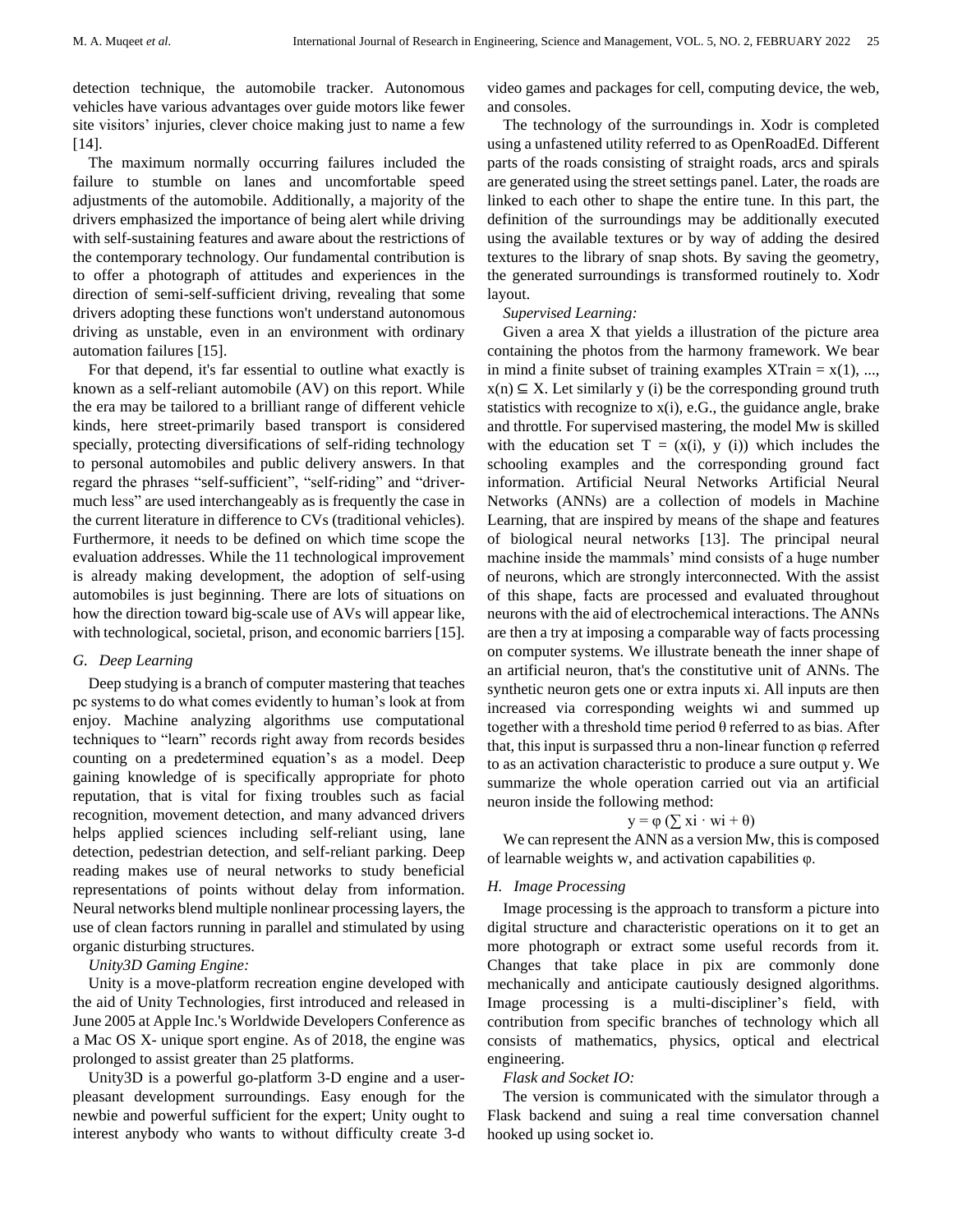detection technique, the automobile tracker. Autonomous vehicles have various advantages over guide motors like fewer site visitors' injuries, clever choice making just to name a few [14].

The maximum normally occurring failures included the failure to stumble on lanes and uncomfortable speed adjustments of the automobile. Additionally, a majority of the drivers emphasized the importance of being alert while driving with self-sustaining features and aware about the restrictions of the contemporary technology. Our fundamental contribution is to offer a photograph of attitudes and experiences in the direction of semi-self-sufficient driving, revealing that some drivers adopting these functions won't understand autonomous driving as unstable, even in an environment with ordinary automation failures [15].

For that depend, it's far essential to outline what exactly is known as a self-reliant automobile (AV) on this report. While the era may be tailored to a brilliant range of different vehicle kinds, here street-primarily based transport is considered specially, protecting diversifications of self-riding technology to personal automobiles and public delivery answers. In that regard the phrases "self-sufficient", "self-riding" and "driver-much less" are used interchangeably as is frequently the case in the current literature in difference to CVs (traditional vehicles). Furthermore, it needs to be defined on which time scope the evaluation addresses. While the 11 technological improvement is already making development, the adoption of self-using automobiles is just beginning. There are lots of situations on how the direction toward big-scale use of AVs will appear like, with technological, societal, prison, and economic barriers [15].

## G. Deep Learning

Deep studying is a branch of computer mastering that teaches pc systems to do what comes evidently to human's look at from enjoy. Machine analyzing algorithms use computational techniques to "learn" records right away from records besides counting on a predetermined equation's as a model. Deep gaining knowledge of is specifically appropriate for photo reputation, that is vital for fixing troubles such as facial recognition, movement detection, and many advanced drivers helps applied sciences including self-reliant using, lane detection, pedestrian detection, and self-reliant parking. Deep reading makes use of neural networks to study beneficial representations of points without delay from information. Neural networks blend multiple nonlinear processing layers, the use of clean factors running in parallel and stimulated by using organic disturbing structures.

*Unity3D Gaming Engine:*

Unity is a move-platform recreation engine developed with the aid of Unity Technologies, first introduced and released in June 2005 at Apple Inc.'s Worldwide Developers Conference as a Mac OS X- unique sport engine. As of 2018, the engine was prolonged to assist greater than 25 platforms.

Unity3D is a powerful go-platform 3-D engine and a user-pleasant development surroundings. Easy enough for the newbie and powerful sufficient for the expert; Unity ought to interest anybody who wants to without difficulty create 3-d video games and packages for cell, computing device, the web, and consoles.

The technology of the surroundings in. Xodr is completed using a unfastened utility referred to as OpenRoadEd. Different parts of the roads consisting of straight roads, arcs and spirals are generated using the street settings panel. Later, the roads are linked to each other to shape the entire tune. In this part, the definition of the surroundings may be additionally executed using the available textures or by way of adding the desired textures to the library of snap shots. By saving the geometry, the generated surroundings is transformed routinely to. Xodr layout.

*Supervised Learning:*

Given a area X that yields a illustration of the picture area containing the photos from the harmony framework. We bear in mind a finite subset of training examples XTrain = x(1), ..., x(n) ⊆ X. Let similarly y (i) be the corresponding ground truth statistics with recognize to x(i), e.G., the guidance angle, brake and throttle. For supervised mastering, the model Mw is skilled with the education set T = (x(i), y (i)) which includes the schooling examples and the corresponding ground fact information. Artificial Neural Networks Artificial Neural Networks (ANNs) are a collection of models in Machine Learning, that are inspired by means of the shape and features of biological neural networks [13]. The principal neural machine inside the mammals' mind consists of a huge number of neurons, which are strongly interconnected. With the assist of this shape, facts are processed and evaluated throughout neurons with the aid of electrochemical interactions. The ANNs are then a try at imposing a comparable way of facts processing on computer systems. We illustrate beneath the inner shape of an artificial neuron, that's the constitutive unit of ANNs. The synthetic neuron gets one or extra inputs xi. All inputs are then increased via corresponding weights wi and summed up together with a threshold time period θ referred to as bias. After that, this input is surpassed thru a non-linear function φ referred to as an activation characteristic to produce a sure output y. We summarize the whole operation carried out via an artificial neuron inside the following method:

$$y = \varphi \left( \sum x_i \cdot w_i + \theta \right)$$

We can represent the ANN as a version Mw, this is composed of learnable weights w, and activation capabilities φ.

## H. Image Processing

Image processing is the approach to transform a picture into digital structure and characteristic operations on it to get an more photograph or extract some useful records from it. Changes that take place in pix are commonly done mechanically and anticipate cautiously designed algorithms. Image processing is a multi-discipliner's field, with contribution from specific branches of technology which all consists of mathematics, physics, optical and electrical engineering.

*Flask and Socket IO:*

The version is communicated with the simulator through a Flask backend and suing a real time conversation channel hooked up using socket io.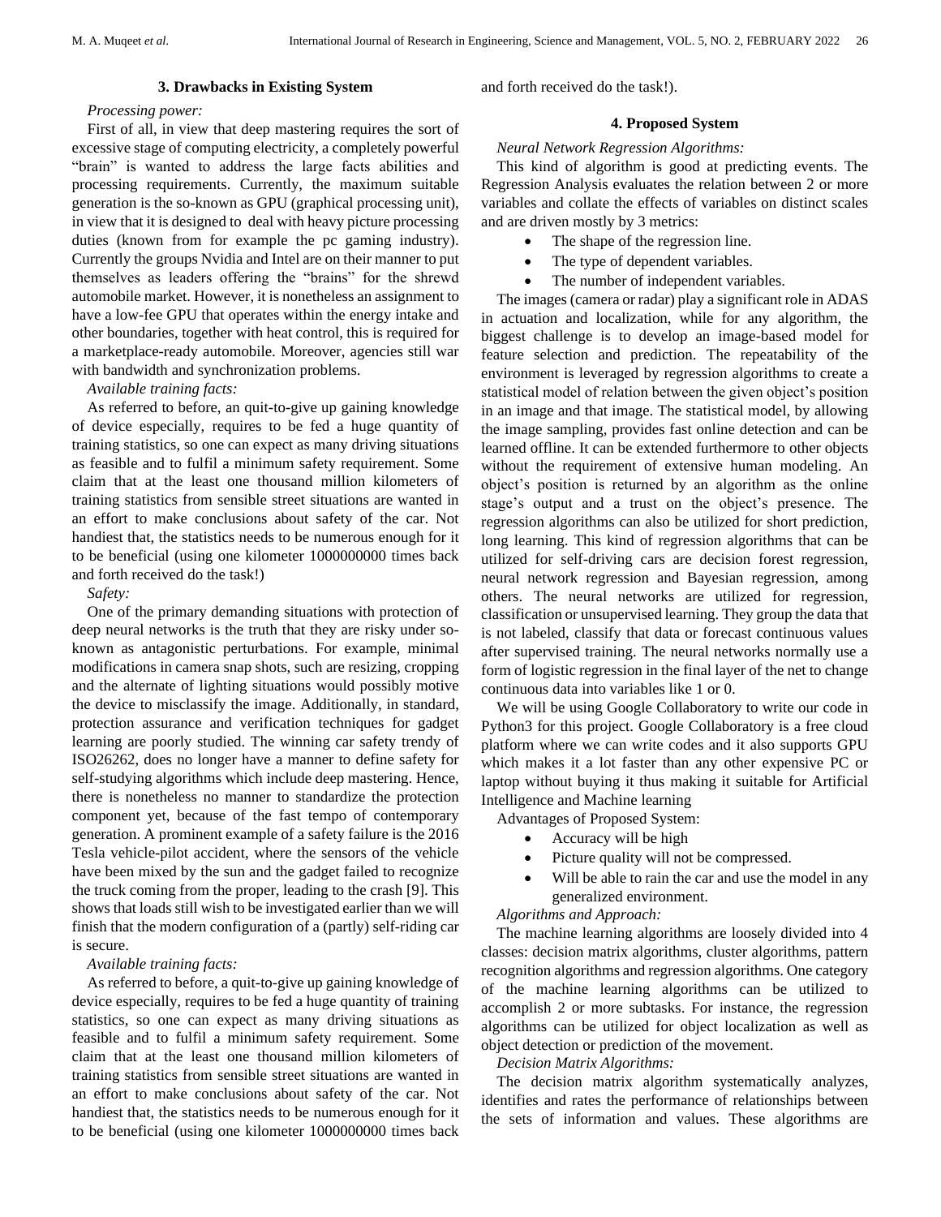## 3. Drawbacks in Existing System

*Processing power:*

First of all, in view that deep mastering requires the sort of excessive stage of computing electricity, a completely powerful "brain" is wanted to address the large facts abilities and processing requirements. Currently, the maximum suitable generation is the so-known as GPU (graphical processing unit), in view that it is designed to deal with heavy picture processing duties (known from for example the pc gaming industry). Currently the groups Nvidia and Intel are on their manner to put themselves as leaders offering the "brains" for the shrewd automobile market. However, it is nonetheless an assignment to have a low-fee GPU that operates within the energy intake and other boundaries, together with heat control, this is required for a marketplace-ready automobile. Moreover, agencies still war with bandwidth and synchronization problems.

*Available training facts:*

As referred to before, an quit-to-give up gaining knowledge of device especially, requires to be fed a huge quantity of training statistics, so one can expect as many driving situations as feasible and to fulfil a minimum safety requirement. Some claim that at the least one thousand million kilometers of training statistics from sensible street situations are wanted in an effort to make conclusions about safety of the car. Not handiest that, the statistics needs to be numerous enough for it to be beneficial (using one kilometer 1000000000 times back and forth received do the task!)

*Safety:*

One of the primary demanding situations with protection of deep neural networks is the truth that they are risky under so-known as antagonistic perturbations. For example, minimal modifications in camera snap shots, such are resizing, cropping and the alternate of lighting situations would possibly motive the device to misclassify the image. Additionally, in standard, protection assurance and verification techniques for gadget learning are poorly studied. The winning car safety trendy of ISO26262, does no longer have a manner to define safety for self-studying algorithms which include deep mastering. Hence, there is nonetheless no manner to standardize the protection component yet, because of the fast tempo of contemporary generation. A prominent example of a safety failure is the 2016 Tesla vehicle-pilot accident, where the sensors of the vehicle have been mixed by the sun and the gadget failed to recognize the truck coming from the proper, leading to the crash [9]. This shows that loads still wish to be investigated earlier than we will finish that the modern configuration of a (partly) self-riding car is secure.

*Available training facts:*

As referred to before, a quit-to-give up gaining knowledge of device especially, requires to be fed a huge quantity of training statistics, so one can expect as many driving situations as feasible and to fulfil a minimum safety requirement. Some claim that at the least one thousand million kilometers of training statistics from sensible street situations are wanted in an effort to make conclusions about safety of the car. Not handiest that, the statistics needs to be numerous enough for it to be beneficial (using one kilometer 1000000000 times back and forth received do the task!).

## 4. Proposed System

*Neural Network Regression Algorithms:*

This kind of algorithm is good at predicting events. The Regression Analysis evaluates the relation between 2 or more variables and collate the effects of variables on distinct scales and are driven mostly by 3 metrics:

- The shape of the regression line.
- The type of dependent variables.
- The number of independent variables.

The images (camera or radar) play a significant role in ADAS in actuation and localization, while for any algorithm, the biggest challenge is to develop an image-based model for feature selection and prediction. The repeatability of the environment is leveraged by regression algorithms to create a statistical model of relation between the given object's position in an image and that image. The statistical model, by allowing the image sampling, provides fast online detection and can be learned offline. It can be extended furthermore to other objects without the requirement of extensive human modeling. An object's position is returned by an algorithm as the online stage's output and a trust on the object's presence. The regression algorithms can also be utilized for short prediction, long learning. This kind of regression algorithms that can be utilized for self-driving cars are decision forest regression, neural network regression and Bayesian regression, among others. The neural networks are utilized for regression, classification or unsupervised learning. They group the data that is not labeled, classify that data or forecast continuous values after supervised training. The neural networks normally use a form of logistic regression in the final layer of the net to change continuous data into variables like 1 or 0.

We will be using Google Collaboratory to write our code in Python3 for this project. Google Collaboratory is a free cloud platform where we can write codes and it also supports GPU which makes it a lot faster than any other expensive PC or laptop without buying it thus making it suitable for Artificial Intelligence and Machine learning

Advantages of Proposed System:

- Accuracy will be high
- Picture quality will not be compressed.
- Will be able to rain the car and use the model in any generalized environment.

*Algorithms and Approach:*

The machine learning algorithms are loosely divided into 4 classes: decision matrix algorithms, cluster algorithms, pattern recognition algorithms and regression algorithms. One category of the machine learning algorithms can be utilized to accomplish 2 or more subtasks. For instance, the regression algorithms can be utilized for object localization as well as object detection or prediction of the movement.

*Decision Matrix Algorithms:*

The decision matrix algorithm systematically analyzes, identifies and rates the performance of relationships between the sets of information and values. These algorithms are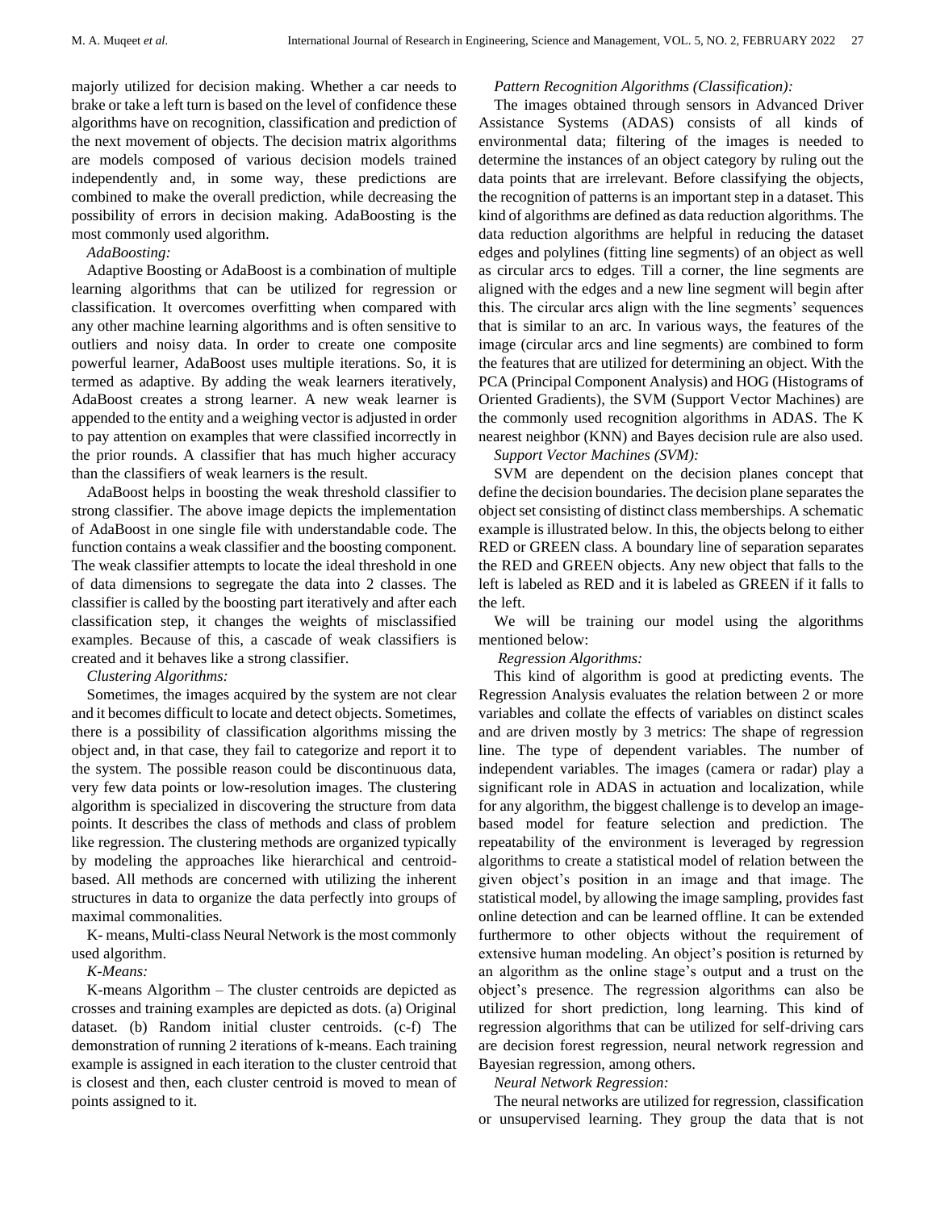majorly utilized for decision making. Whether a car needs to brake or take a left turn is based on the level of confidence these algorithms have on recognition, classification and prediction of the next movement of objects. The decision matrix algorithms are models composed of various decision models trained independently and, in some way, these predictions are combined to make the overall prediction, while decreasing the possibility of errors in decision making. AdaBoosting is the most commonly used algorithm.

*AdaBoosting:*

Adaptive Boosting or AdaBoost is a combination of multiple learning algorithms that can be utilized for regression or classification. It overcomes overfitting when compared with any other machine learning algorithms and is often sensitive to outliers and noisy data. In order to create one composite powerful learner, AdaBoost uses multiple iterations. So, it is termed as adaptive. By adding the weak learners iteratively, AdaBoost creates a strong learner. A new weak learner is appended to the entity and a weighing vector is adjusted in order to pay attention on examples that were classified incorrectly in the prior rounds. A classifier that has much higher accuracy than the classifiers of weak learners is the result.

AdaBoost helps in boosting the weak threshold classifier to strong classifier. The above image depicts the implementation of AdaBoost in one single file with understandable code. The function contains a weak classifier and the boosting component. The weak classifier attempts to locate the ideal threshold in one of data dimensions to segregate the data into 2 classes. The classifier is called by the boosting part iteratively and after each classification step, it changes the weights of misclassified examples. Because of this, a cascade of weak classifiers is created and it behaves like a strong classifier.

*Clustering Algorithms:*

Sometimes, the images acquired by the system are not clear and it becomes difficult to locate and detect objects. Sometimes, there is a possibility of classification algorithms missing the object and, in that case, they fail to categorize and report it to the system. The possible reason could be discontinuous data, very few data points or low-resolution images. The clustering algorithm is specialized in discovering the structure from data points. It describes the class of methods and class of problem like regression. The clustering methods are organized typically by modeling the approaches like hierarchical and centroid-based. All methods are concerned with utilizing the inherent structures in data to organize the data perfectly into groups of maximal commonalities.

K- means, Multi-class Neural Network is the most commonly used algorithm.

*K-Means:*

K-means Algorithm – The cluster centroids are depicted as crosses and training examples are depicted as dots. (a) Original dataset. (b) Random initial cluster centroids. (c-f) The demonstration of running 2 iterations of k-means. Each training example is assigned in each iteration to the cluster centroid that is closest and then, each cluster centroid is moved to mean of points assigned to it.

*Pattern Recognition Algorithms (Classification):*

The images obtained through sensors in Advanced Driver Assistance Systems (ADAS) consists of all kinds of environmental data; filtering of the images is needed to determine the instances of an object category by ruling out the data points that are irrelevant. Before classifying the objects, the recognition of patterns is an important step in a dataset. This kind of algorithms are defined as data reduction algorithms. The data reduction algorithms are helpful in reducing the dataset edges and polylines (fitting line segments) of an object as well as circular arcs to edges. Till a corner, the line segments are aligned with the edges and a new line segment will begin after this. The circular arcs align with the line segments' sequences that is similar to an arc. In various ways, the features of the image (circular arcs and line segments) are combined to form the features that are utilized for determining an object. With the PCA (Principal Component Analysis) and HOG (Histograms of Oriented Gradients), the SVM (Support Vector Machines) are the commonly used recognition algorithms in ADAS. The K nearest neighbor (KNN) and Bayes decision rule are also used.

*Support Vector Machines (SVM):*

SVM are dependent on the decision planes concept that define the decision boundaries. The decision plane separates the object set consisting of distinct class memberships. A schematic example is illustrated below. In this, the objects belong to either RED or GREEN class. A boundary line of separation separates the RED and GREEN objects. Any new object that falls to the left is labeled as RED and it is labeled as GREEN if it falls to the left.

We will be training our model using the algorithms mentioned below:

*Regression Algorithms:*

This kind of algorithm is good at predicting events. The Regression Analysis evaluates the relation between 2 or more variables and collate the effects of variables on distinct scales and are driven mostly by 3 metrics: The shape of regression line. The type of dependent variables. The number of independent variables. The images (camera or radar) play a significant role in ADAS in actuation and localization, while for any algorithm, the biggest challenge is to develop an image-based model for feature selection and prediction. The repeatability of the environment is leveraged by regression algorithms to create a statistical model of relation between the given object's position in an image and that image. The statistical model, by allowing the image sampling, provides fast online detection and can be learned offline. It can be extended furthermore to other objects without the requirement of extensive human modeling. An object's position is returned by an algorithm as the online stage's output and a trust on the object's presence. The regression algorithms can also be utilized for short prediction, long learning. This kind of regression algorithms that can be utilized for self-driving cars are decision forest regression, neural network regression and Bayesian regression, among others.

*Neural Network Regression:*

The neural networks are utilized for regression, classification or unsupervised learning. They group the data that is not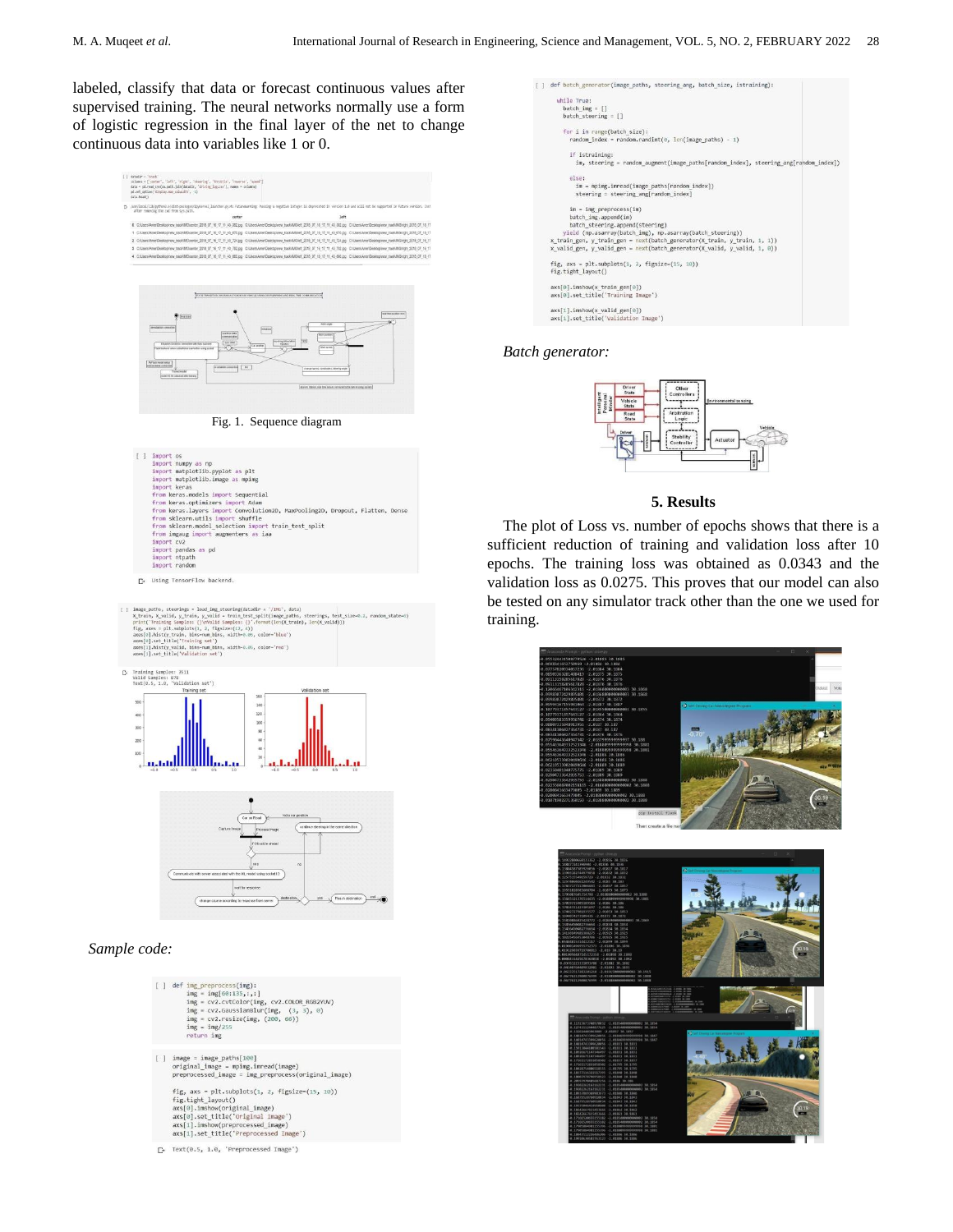labeled, classify that data or forecast continuous values after supervised training. The neural networks normally use a form of logistic regression in the final layer of the net to change continuous data into variables like 1 or 0.

```
datadir = 'track'
columns = ['center', 'left', 'right', 'steering', 'throttle', 'reverse', 'speed']
data = pd.read_csv(os.path.join(datadir, 'driving_log.csv'), names = columns)
pd.set_option('display.max_colwidth', -1)
data.head()
```

Fig. 1. Sequence diagram

```
import os
import numpy as np
import matplotlib.pyplot as plt
import matplotlib.image as mpimg
import keras
from keras.models import Sequential
from keras.optimizers import Adam
from keras.layers import Convolution2D, MaxPooling2D, Dropout, Flatten, Dense
from sklearn.utils import shuffle
from sklearn.model_selection import train_test_split
from imgaug import augmenters as iaa
import cv2
import pandas as pd
import ntpath
import random
```

Using TensorFlow backend.

```
image_paths, steerings = load_img_steering(datadir + '/IMG', data)
X_train, X_valid, y_train, y_valid = train_test_split(image_paths, steerings, test_size=0.2, random_state=6)
print('Training Samples: {}\nValid Samples: {}'.format(len(X_train), len(X_valid)))
fig, axes = plt.subplots(1, 2, figsize=(12, 4))
axes[0].hist(y_train, bins=num_bins, width=0.05, color='blue')
axes[0].set_title('Training set')
axes[1].hist(y_valid, bins=num_bins, width=0.05, color='red')
axes[1].set_title('Validation set')
```

Training Samples: 3511
Valid Samples: 878
Text(0.5, 1.0, 'Validation set')

*Sample code:*

```
def img_preprocess(img):
    img = img[60:135,:,:]
    img = cv2.cvtColor(img, cv2.COLOR_RGB2YUV)
    img = cv2.GaussianBlur(img, (3, 3), 0)
    img = cv2.resize(img, (200, 66))
    img = img/255
    return img
```

```
image = image_paths[100]
original_image = mpimg.imread(image)
preprocessed_image = img_preprocess(original_image)

fig, axs = plt.subplots(1, 2, figsize=(15, 10))
fig.tight_layout()
axs[0].imshow(original_image)
axs[0].set_title('Original Image')
axs[1].imshow(preprocessed_image)
axs[1].set_title('Preprocessed Image')
```

Text(0.5, 1.0, 'Preprocessed Image')

```
def batch_generator(image_paths, steering_ang, batch_size, istraining):

    while True:
        batch_img = []
        batch_steering = []

        for i in range(batch_size):
            random_index = random.randint(0, len(image_paths) - 1)

            if istraining:
                im, steering = random_augment(image_paths[random_index], steering_ang[random_index])

            else:
                im = mpimg.imread(image_paths[random_index])
                steering = steering_ang[random_index]

            im = img_preprocess(im)
            batch_img.append(im)
            batch_steering.append(steering)
        yield (np.asarray(batch_img), np.asarray(batch_steering))
x_train_gen, y_train_gen = next(batch_generator(X_train, y_train, 1, 1))
x_valid_gen, y_valid_gen = next(batch_generator(X_valid, y_valid, 1, 0))

fig, axs = plt.subplots(1, 2, figsize=(15, 10))
fig.tight_layout()

axs[0].imshow(x_train_gen[0])
axs[0].set_title('Training Image')

axs[1].imshow(x_valid_gen[0])
axs[1].set_title('Validation Image')
```

*Batch generator:*

## 5. Results

The plot of Loss vs. number of epochs shows that there is a sufficient reduction of training and validation loss after 10 epochs. The training loss was obtained as 0.0343 and the validation loss as 0.0275. This proves that our model can also be tested on any simulator track other than the one we used for training.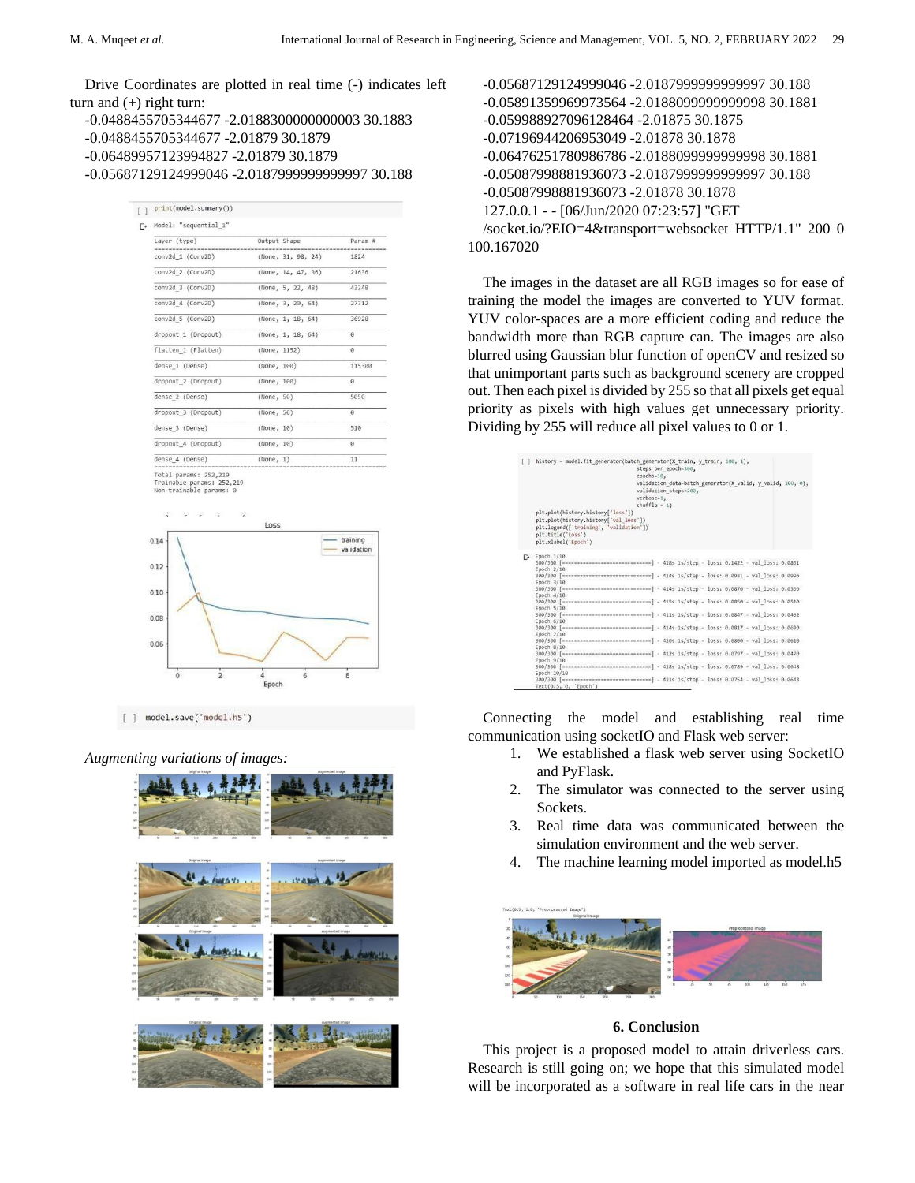Drive Coordinates are plotted in real time (-) indicates left turn and (+) right turn:

-0.0488455705344677 -2.0188300000000003 30.1883
-0.0488455705344677 -2.01879 30.1879
-0.06489957123994827 -2.01879 30.1879
-0.05687129124999046 -2.0187999999999997 30.188

```
print(model.summary())

Model: "sequential_1"
_________________________________________________________________
Layer (type)                 Output Shape              Param #
=================================================================
conv2d_1 (Conv2D)            (None, 31, 98, 24)        1824
_________________________________________________________________
conv2d_2 (Conv2D)            (None, 14, 47, 36)        21636
_________________________________________________________________
conv2d_3 (Conv2D)            (None, 5, 22, 48)         43248
_________________________________________________________________
conv2d_4 (Conv2D)            (None, 3, 20, 64)         27712
_________________________________________________________________
conv2d_5 (Conv2D)            (None, 1, 18, 64)         36928
_________________________________________________________________
dropout_1 (Dropout)          (None, 1, 18, 64)         0
_________________________________________________________________
flatten_1 (Flatten)          (None, 1152)              0
_________________________________________________________________
dense_1 (Dense)              (None, 100)               115300
_________________________________________________________________
dropout_2 (Dropout)          (None, 100)               0
_________________________________________________________________
dense_2 (Dense)              (None, 50)                5050
_________________________________________________________________
dropout_3 (Dropout)          (None, 50)                0
_________________________________________________________________
dense_3 (Dense)              (None, 10)                510
_________________________________________________________________
dropout_4 (Dropout)          (None, 10)                0
_________________________________________________________________
dense_4 (Dense)              (None, 1)                 11
=================================================================
Total params: 252,219
Trainable params: 252,219
Non-trainable params: 0
```

```
model.save('model.h5')
```

*Augmenting variations of images:*

-0.05687129124999046 -2.0187999999999997 30.188
-0.05891359969973564 -2.0188099999999998 30.1881
-0.059988927096128464 -2.01875 30.1875
-0.07196944206953049 -2.01878 30.1878
-0.06476251780986786 -2.0188099999999998 30.1881
-0.050879988881936073 -2.0187999999999997 30.188
-0.050879988881936073 -2.01878 30.1878
127.0.0.1 - - [06/Jun/2020 07:23:57] "GET /socket.io/?EIO=4&transport=websocket HTTP/1.1" 200 0 100.167020

The images in the dataset are all RGB images so for ease of training the model the images are converted to YUV format. YUV color-spaces are a more efficient coding and reduce the bandwidth more than RGB capture can. The images are also blurred using Gaussian blur function of openCV and resized so that unimportant parts such as background scenery are cropped out. Then each pixel is divided by 255 so that all pixels get equal priority as pixels with high values get unnecessary priority. Dividing by 255 will reduce all pixel values to 0 or 1.

```
history = model.fit_generator(batch_generator(X_train, y_train, 100, 1),
                              steps_per_epoch=300,
                              epochs=10,
                              validation_data=batch_generator(X_valid, y_valid, 100, 0),
                              validation_steps=200,
                              verbose=1,
                              shuffle = 1)

plt.plot(history.history['loss'])
plt.plot(history.history['val_loss'])
plt.legend(['training', 'validation'])
plt.title('Loss')
plt.xlabel('Epoch')

Epoch 1/10
300/300 [==============================] - 418s 1s/step - loss: 0.1422 - val_loss: 0.0851
Epoch 2/10
300/300 [==============================] - 416s 1s/step - loss: 0.0931 - val_loss: 0.0996
Epoch 3/10
300/300 [==============================] - 414s 1s/step - loss: 0.0876 - val_loss: 0.0530
Epoch 4/10
300/300 [==============================] - 415s 1s/step - loss: 0.0850 - val_loss: 0.0510
Epoch 5/10
300/300 [==============================] - 411s 1s/step - loss: 0.0847 - val_loss: 0.0462
Epoch 6/10
300/300 [==============================] - 414s 1s/step - loss: 0.0817 - val_loss: 0.0690
Epoch 7/10
300/300 [==============================] - 420s 1s/step - loss: 0.0800 - val_loss: 0.0610
Epoch 8/10
300/300 [==============================] - 412s 1s/step - loss: 0.0797 - val_loss: 0.0470
Epoch 9/10
300/300 [==============================] - 418s 1s/step - loss: 0.0789 - val_loss: 0.0648
Epoch 10/10
300/300 [==============================] - 421s 1s/step - loss: 0.0754 - val_loss: 0.0643
Text(0.5, 0, 'Epoch')
```

Connecting the model and establishing real time communication using socketIO and Flask web server:

1. We established a flask web server using SocketIO and PyFlask.
2. The simulator was connected to the server using Sockets.
3. Real time data was communicated between the simulation environment and the web server.
4. The machine learning model imported as model.h5

## 6. Conclusion

This project is a proposed model to attain driverless cars. Research is still going on; we hope that this simulated model will be incorporated as a software in real life cars in the near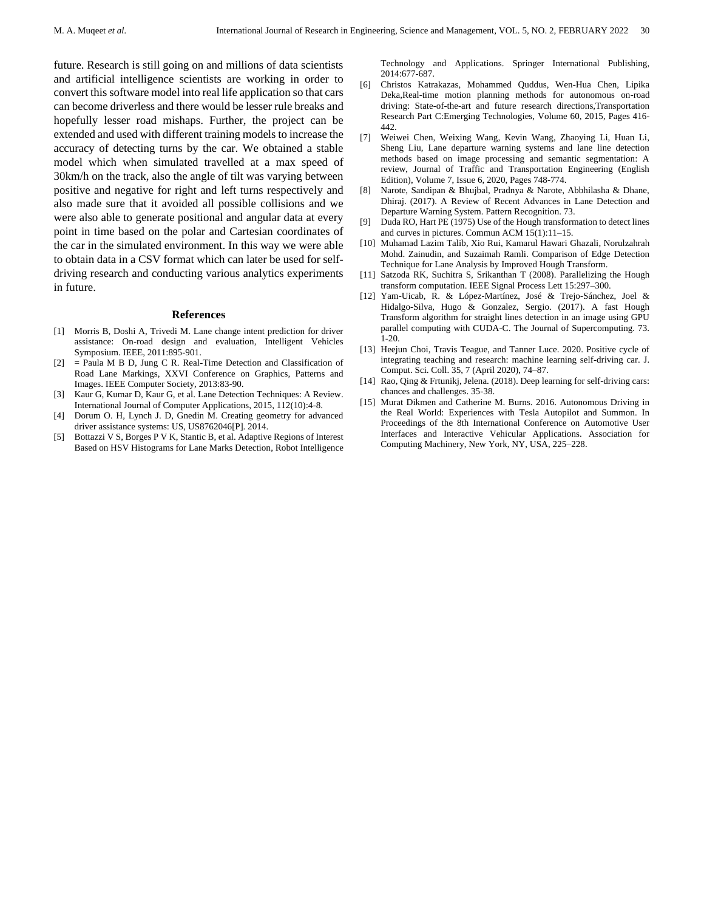future. Research is still going on and millions of data scientists and artificial intelligence scientists are working in order to convert this software model into real life application so that cars can become driverless and there would be lesser rule breaks and hopefully lesser road mishaps. Further, the project can be extended and used with different training models to increase the accuracy of detecting turns by the car. We obtained a stable model which when simulated travelled at a max speed of 30km/h on the track, also the angle of tilt was varying between positive and negative for right and left turns respectively and also made sure that it avoided all possible collisions and we were also able to generate positional and angular data at every point in time based on the polar and Cartesian coordinates of the car in the simulated environment. In this way we were able to obtain data in a CSV format which can later be used for self-driving research and conducting various analytics experiments in future.

## References

[1] Morris B, Doshi A, Trivedi M. Lane change intent prediction for driver assistance: On-road design and evaluation, Intelligent Vehicles Symposium. IEEE, 2011:895-901.

[2] = Paula M B D, Jung C R. Real-Time Detection and Classification of Road Lane Markings, XXVI Conference on Graphics, Patterns and Images. IEEE Computer Society, 2013:83-90.

[3] Kaur G, Kumar D, Kaur G, et al. Lane Detection Techniques: A Review. International Journal of Computer Applications, 2015, 112(10):4-8.

[4] Dorum O. H, Lynch J. D, Gnedin M. Creating geometry for advanced driver assistance systems: US, US8762046[P]. 2014.

[5] Bottazzi V S, Borges P V K, Stantic B, et al. Adaptive Regions of Interest Based on HSV Histograms for Lane Marks Detection, Robot Intelligence Technology and Applications. Springer International Publishing, 2014:677-687.

[6] Christos Katrakazas, Mohammed Quddus, Wen-Hua Chen, Lipika Deka,Real-time motion planning methods for autonomous on-road driving: State-of-the-art and future research directions,Transportation Research Part C:Emerging Technologies, Volume 60, 2015, Pages 416-442.

[7] Weiwei Chen, Weixing Wang, Kevin Wang, Zhaoying Li, Huan Li, Sheng Liu, Lane departure warning systems and lane line detection methods based on image processing and semantic segmentation: A review, Journal of Traffic and Transportation Engineering (English Edition), Volume 7, Issue 6, 2020, Pages 748-774.

[8] Narote, Sandipan & Bhujbal, Pradnya & Narote, Abbhilasha & Dhane, Dhiraj. (2017). A Review of Recent Advances in Lane Detection and Departure Warning System. Pattern Recognition. 73.

[9] Duda RO, Hart PE (1975) Use of the Hough transformation to detect lines and curves in pictures. Commun ACM 15(1):11–15.

[10] Muhamad Lazim Talib, Xio Rui, Kamarul Hawari Ghazali, Norulzahrah Mohd. Zainudin, and Suzaimah Ramli. Comparison of Edge Detection Technique for Lane Analysis by Improved Hough Transform.

[11] Satzoda RK, Suchitra S, Srikanthan T (2008). Parallelizing the Hough transform computation. IEEE Signal Process Lett 15:297–300.

[12] Yam-Uicab, R. & López-Martínez, José & Trejo-Sánchez, Joel & Hidalgo-Silva, Hugo & Gonzalez, Sergio. (2017). A fast Hough Transform algorithm for straight lines detection in an image using GPU parallel computing with CUDA-C. The Journal of Supercomputing. 73. 1-20.

[13] Heejun Choi, Travis Teague, and Tanner Luce. 2020. Positive cycle of integrating teaching and research: machine learning self-driving car. J. Comput. Sci. Coll. 35, 7 (April 2020), 74–87.

[14] Rao, Qing & Frtunikj, Jelena. (2018). Deep learning for self-driving cars: chances and challenges. 35-38.

[15] Murat Dikmen and Catherine M. Burns. 2016. Autonomous Driving in the Real World: Experiences with Tesla Autopilot and Summon. In Proceedings of the 8th International Conference on Automotive User Interfaces and Interactive Vehicular Applications. Association for Computing Machinery, New York, NY, USA, 225–228.